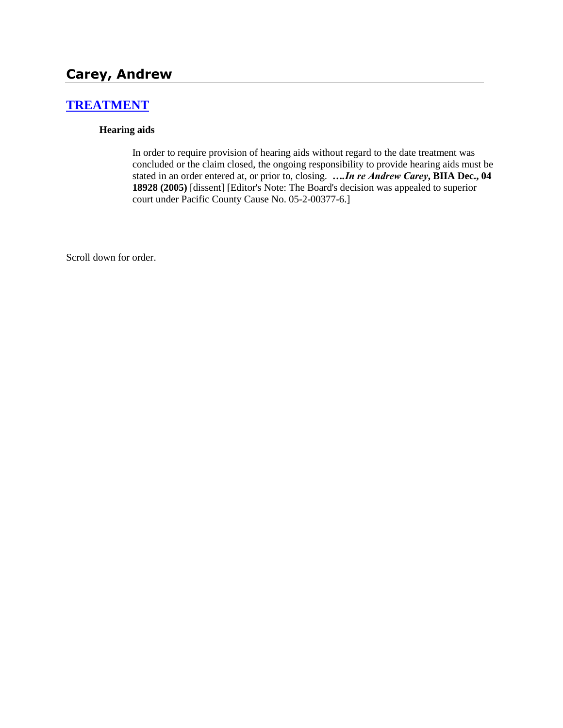## Carey, Andrew

### [TREATMENT]

**Hearing aids**

In order to require provision of hearing aids without regard to the date treatment was concluded or the claim closed, the ongoing responsibility to provide hearing aids must be stated in an order entered at, or prior to, closing. ***….In re Andrew Carey*, BIIA Dec., 04 18928 (2005)** [dissent] [Editor's Note: The Board's decision was appealed to superior court under Pacific County Cause No. 05-2-00377-6.]

Scroll down for order.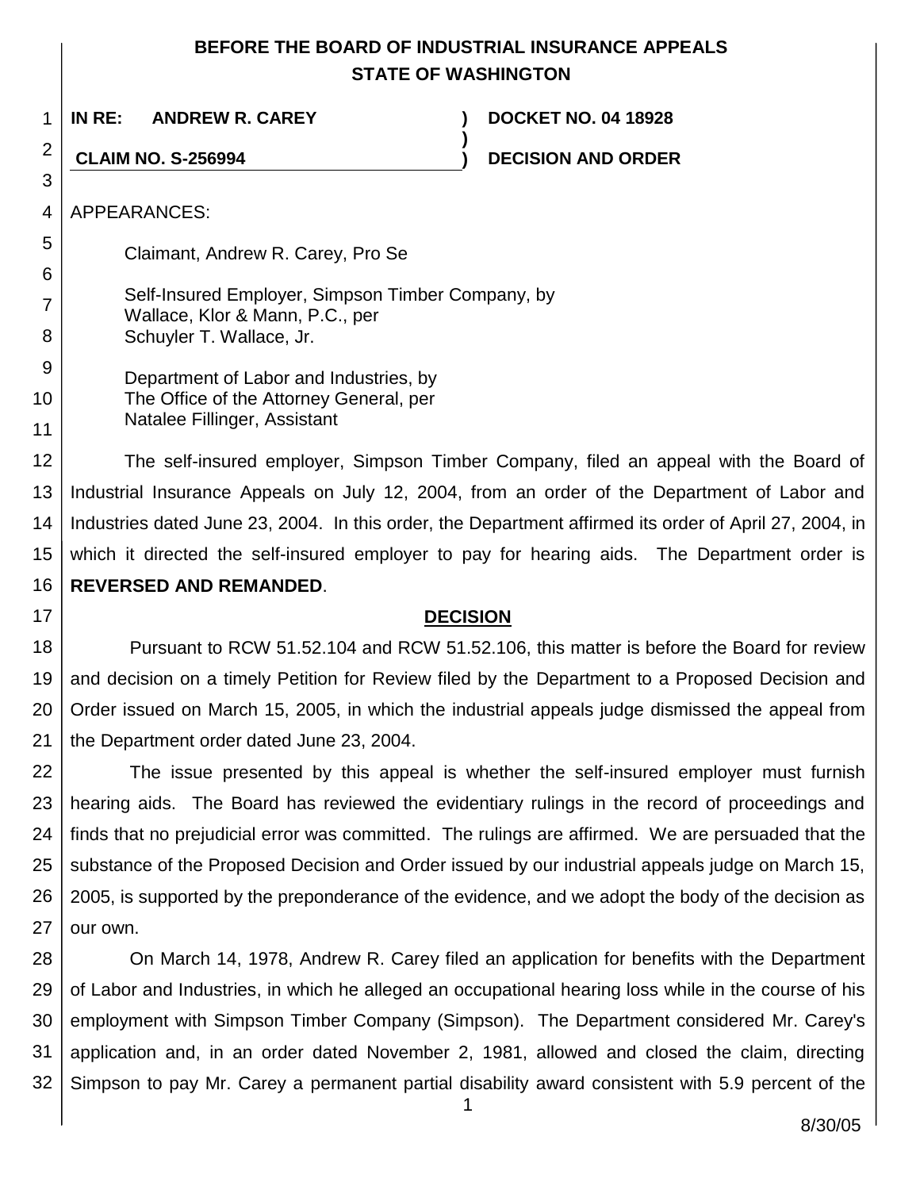# BEFORE THE BOARD OF INDUSTRIAL INSURANCE APPEALS STATE OF WASHINGTON

**IN RE: ANDREW R. CAREY** ) **DOCKET NO. 04 18928**

**CLAIM NO. S-256994** ) **DECISION AND ORDER**

APPEARANCES:

Claimant, Andrew R. Carey, Pro Se

Self-Insured Employer, Simpson Timber Company, by
Wallace, Klor & Mann, P.C., per
Schuyler T. Wallace, Jr.

Department of Labor and Industries, by
The Office of the Attorney General, per
Natalee Fillinger, Assistant

The self-insured employer, Simpson Timber Company, filed an appeal with the Board of Industrial Insurance Appeals on July 12, 2004, from an order of the Department of Labor and Industries dated June 23, 2004. In this order, the Department affirmed its order of April 27, 2004, in which it directed the self-insured employer to pay for hearing aids. The Department order is **REVERSED AND REMANDED**.

## DECISION

Pursuant to RCW 51.52.104 and RCW 51.52.106, this matter is before the Board for review and decision on a timely Petition for Review filed by the Department to a Proposed Decision and Order issued on March 15, 2005, in which the industrial appeals judge dismissed the appeal from the Department order dated June 23, 2004.

The issue presented by this appeal is whether the self-insured employer must furnish hearing aids. The Board has reviewed the evidentiary rulings in the record of proceedings and finds that no prejudicial error was committed. The rulings are affirmed. We are persuaded that the substance of the Proposed Decision and Order issued by our industrial appeals judge on March 15, 2005, is supported by the preponderance of the evidence, and we adopt the body of the decision as our own.

On March 14, 1978, Andrew R. Carey filed an application for benefits with the Department of Labor and Industries, in which he alleged an occupational hearing loss while in the course of his employment with Simpson Timber Company (Simpson). The Department considered Mr. Carey's application and, in an order dated November 2, 1981, allowed and closed the claim, directing Simpson to pay Mr. Carey a permanent partial disability award consistent with 5.9 percent of the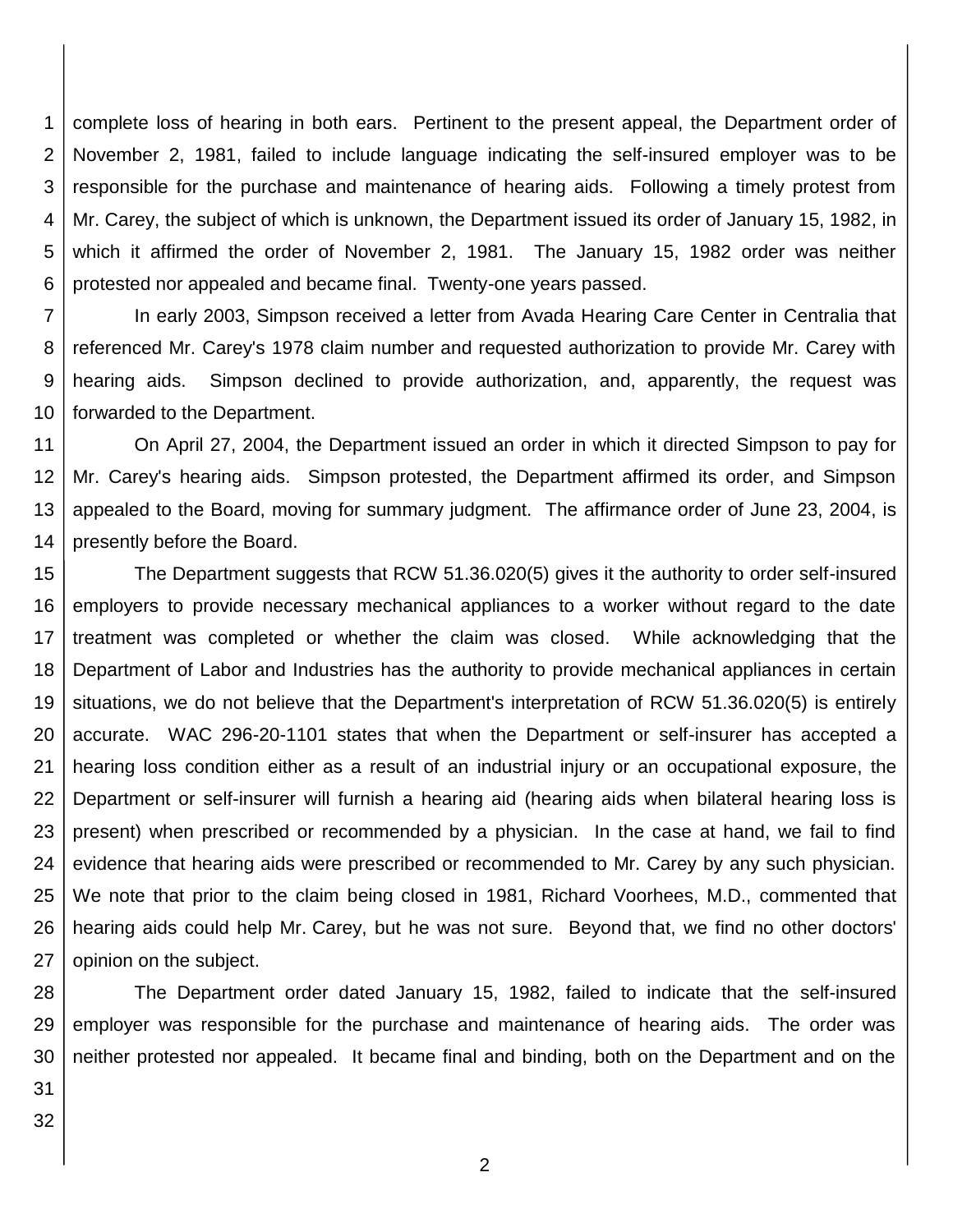complete loss of hearing in both ears. Pertinent to the present appeal, the Department order of November 2, 1981, failed to include language indicating the self-insured employer was to be responsible for the purchase and maintenance of hearing aids. Following a timely protest from Mr. Carey, the subject of which is unknown, the Department issued its order of January 15, 1982, in which it affirmed the order of November 2, 1981. The January 15, 1982 order was neither protested nor appealed and became final. Twenty-one years passed.

In early 2003, Simpson received a letter from Avada Hearing Care Center in Centralia that referenced Mr. Carey's 1978 claim number and requested authorization to provide Mr. Carey with hearing aids. Simpson declined to provide authorization, and, apparently, the request was forwarded to the Department.

On April 27, 2004, the Department issued an order in which it directed Simpson to pay for Mr. Carey's hearing aids. Simpson protested, the Department affirmed its order, and Simpson appealed to the Board, moving for summary judgment. The affirmance order of June 23, 2004, is presently before the Board.

The Department suggests that RCW 51.36.020(5) gives it the authority to order self-insured employers to provide necessary mechanical appliances to a worker without regard to the date treatment was completed or whether the claim was closed. While acknowledging that the Department of Labor and Industries has the authority to provide mechanical appliances in certain situations, we do not believe that the Department's interpretation of RCW 51.36.020(5) is entirely accurate. WAC 296-20-1101 states that when the Department or self-insurer has accepted a hearing loss condition either as a result of an industrial injury or an occupational exposure, the Department or self-insurer will furnish a hearing aid (hearing aids when bilateral hearing loss is present) when prescribed or recommended by a physician. In the case at hand, we fail to find evidence that hearing aids were prescribed or recommended to Mr. Carey by any such physician. We note that prior to the claim being closed in 1981, Richard Voorhees, M.D., commented that hearing aids could help Mr. Carey, but he was not sure. Beyond that, we find no other doctors' opinion on the subject.

The Department order dated January 15, 1982, failed to indicate that the self-insured employer was responsible for the purchase and maintenance of hearing aids. The order was neither protested nor appealed. It became final and binding, both on the Department and on the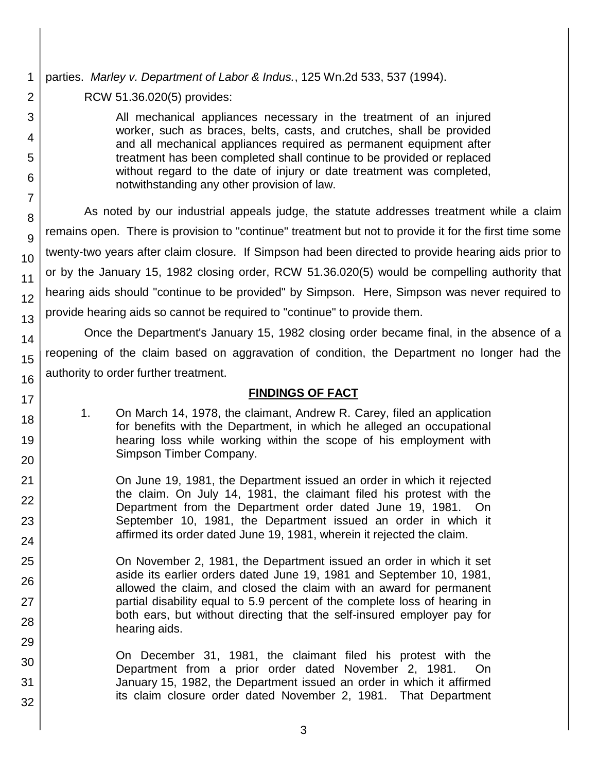parties. *Marley v. Department of Labor & Indus.*, 125 Wn.2d 533, 537 (1994).

RCW 51.36.020(5) provides:

> All mechanical appliances necessary in the treatment of an injured worker, such as braces, belts, casts, and crutches, shall be provided and all mechanical appliances required as permanent equipment after treatment has been completed shall continue to be provided or replaced without regard to the date of injury or date treatment was completed, notwithstanding any other provision of law.

As noted by our industrial appeals judge, the statute addresses treatment while a claim remains open. There is provision to "continue" treatment but not to provide it for the first time some twenty-two years after claim closure. If Simpson had been directed to provide hearing aids prior to or by the January 15, 1982 closing order, RCW 51.36.020(5) would be compelling authority that hearing aids should "continue to be provided" by Simpson. Here, Simpson was never required to provide hearing aids so cannot be required to "continue" to provide them.

Once the Department's January 15, 1982 closing order became final, in the absence of a reopening of the claim based on aggravation of condition, the Department no longer had the authority to order further treatment.

## FINDINGS OF FACT

1. On March 14, 1978, the claimant, Andrew R. Carey, filed an application for benefits with the Department, in which he alleged an occupational hearing loss while working within the scope of his employment with Simpson Timber Company.

   On June 19, 1981, the Department issued an order in which it rejected the claim. On July 14, 1981, the claimant filed his protest with the Department from the Department order dated June 19, 1981. On September 10, 1981, the Department issued an order in which it affirmed its order dated June 19, 1981, wherein it rejected the claim.

   On November 2, 1981, the Department issued an order in which it set aside its earlier orders dated June 19, 1981 and September 10, 1981, allowed the claim, and closed the claim with an award for permanent partial disability equal to 5.9 percent of the complete loss of hearing in both ears, but without directing that the self-insured employer pay for hearing aids.

   On December 31, 1981, the claimant filed his protest with the Department from a prior order dated November 2, 1981. On January 15, 1982, the Department issued an order in which it affirmed its claim closure order dated November 2, 1981. That Department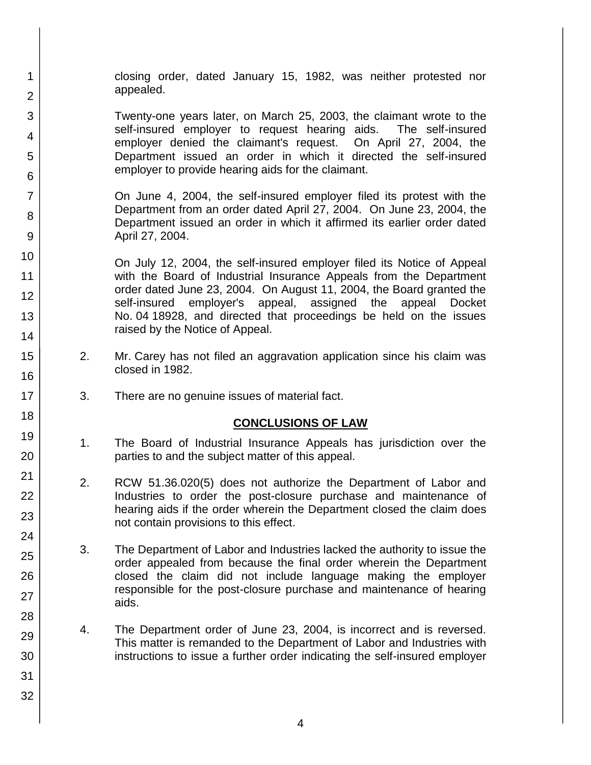closing order, dated January 15, 1982, was neither protested nor appealed.

Twenty-one years later, on March 25, 2003, the claimant wrote to the self-insured employer to request hearing aids. The self-insured employer denied the claimant's request. On April 27, 2004, the Department issued an order in which it directed the self-insured employer to provide hearing aids for the claimant.

On June 4, 2004, the self-insured employer filed its protest with the Department from an order dated April 27, 2004. On June 23, 2004, the Department issued an order in which it affirmed its earlier order dated April 27, 2004.

On July 12, 2004, the self-insured employer filed its Notice of Appeal with the Board of Industrial Insurance Appeals from the Department order dated June 23, 2004. On August 11, 2004, the Board granted the self-insured employer's appeal, assigned the appeal Docket No. 04 18928, and directed that proceedings be held on the issues raised by the Notice of Appeal.

2. Mr. Carey has not filed an aggravation application since his claim was closed in 1982.

3. There are no genuine issues of material fact.

## CONCLUSIONS OF LAW

1. The Board of Industrial Insurance Appeals has jurisdiction over the parties to and the subject matter of this appeal.

2. RCW 51.36.020(5) does not authorize the Department of Labor and Industries to order the post-closure purchase and maintenance of hearing aids if the order wherein the Department closed the claim does not contain provisions to this effect.

3. The Department of Labor and Industries lacked the authority to issue the order appealed from because the final order wherein the Department closed the claim did not include language making the employer responsible for the post-closure purchase and maintenance of hearing aids.

4. The Department order of June 23, 2004, is incorrect and is reversed. This matter is remanded to the Department of Labor and Industries with instructions to issue a further order indicating the self-insured employer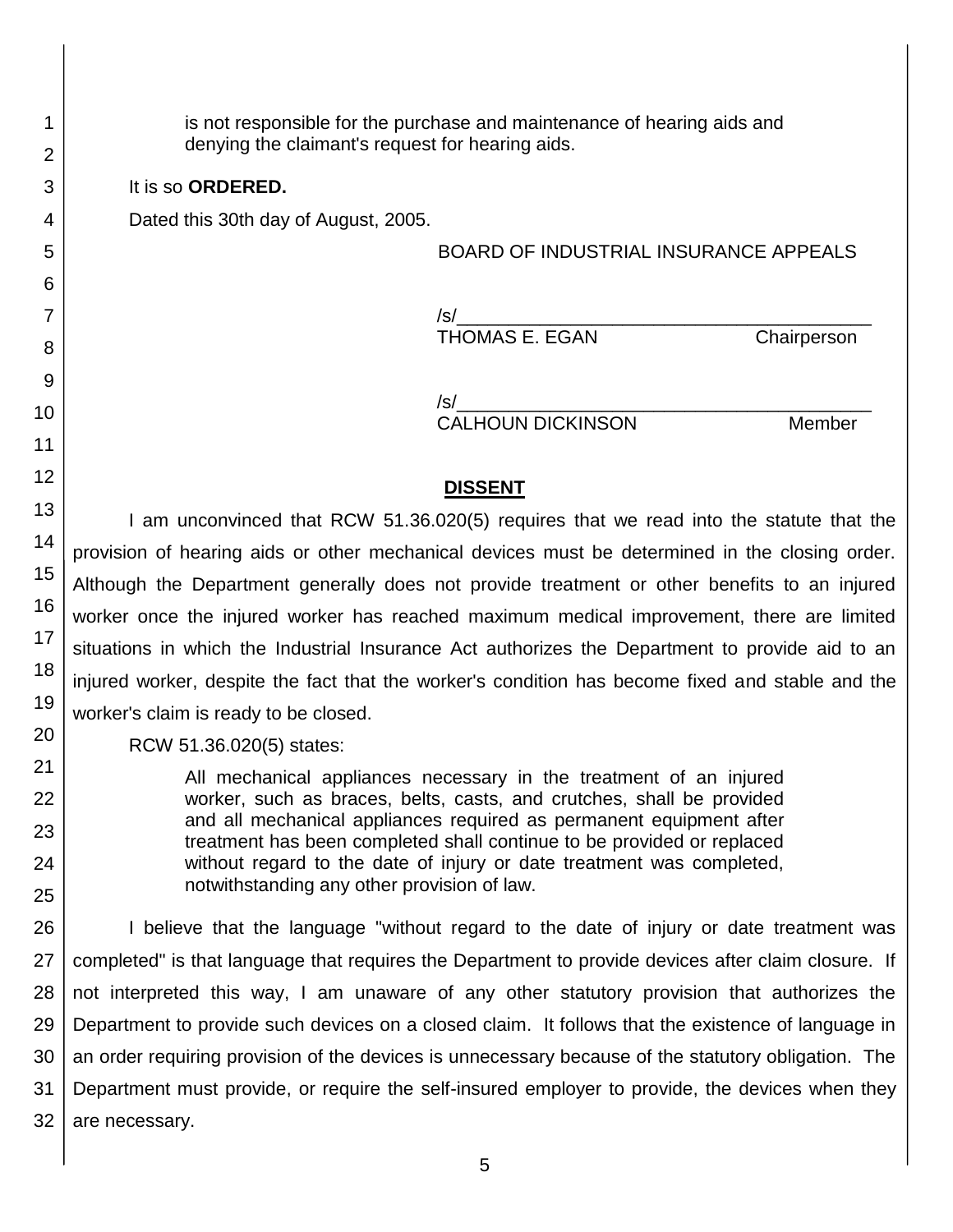is not responsible for the purchase and maintenance of hearing aids and denying the claimant's request for hearing aids.

It is so **ORDERED.**

Dated this 30th day of August, 2005.

BOARD OF INDUSTRIAL INSURANCE APPEALS

/s/\_\_\_\_\_\_\_\_\_\_\_\_\_\_\_\_\_\_\_\_\_\_\_\_\_\_\_\_\_\_\_\_\_\_\_\_\_\_\_\_
THOMAS E. EGAN Chairperson

/s/\_\_\_\_\_\_\_\_\_\_\_\_\_\_\_\_\_\_\_\_\_\_\_\_\_\_\_\_\_\_\_\_\_\_\_\_\_\_\_\_
CALHOUN DICKINSON Member

## DISSENT

I am unconvinced that RCW 51.36.020(5) requires that we read into the statute that the provision of hearing aids or other mechanical devices must be determined in the closing order. Although the Department generally does not provide treatment or other benefits to an injured worker once the injured worker has reached maximum medical improvement, there are limited situations in which the Industrial Insurance Act authorizes the Department to provide aid to an injured worker, despite the fact that the worker's condition has become fixed and stable and the worker's claim is ready to be closed.

RCW 51.36.020(5) states:

> All mechanical appliances necessary in the treatment of an injured worker, such as braces, belts, casts, and crutches, shall be provided and all mechanical appliances required as permanent equipment after treatment has been completed shall continue to be provided or replaced without regard to the date of injury or date treatment was completed, notwithstanding any other provision of law.

I believe that the language "without regard to the date of injury or date treatment was completed" is that language that requires the Department to provide devices after claim closure. If not interpreted this way, I am unaware of any other statutory provision that authorizes the Department to provide such devices on a closed claim. It follows that the existence of language in an order requiring provision of the devices is unnecessary because of the statutory obligation. The Department must provide, or require the self-insured employer to provide, the devices when they are necessary.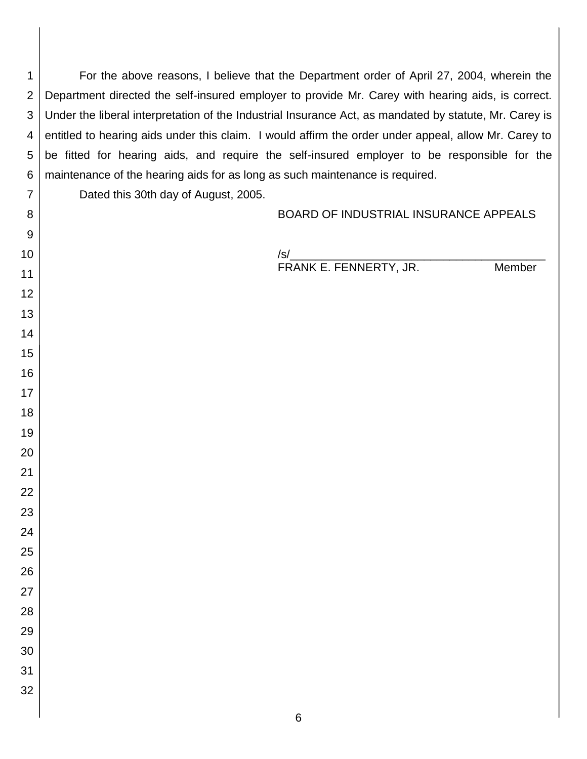For the above reasons, I believe that the Department order of April 27, 2004, wherein the Department directed the self-insured employer to provide Mr. Carey with hearing aids, is correct. Under the liberal interpretation of the Industrial Insurance Act, as mandated by statute, Mr. Carey is entitled to hearing aids under this claim. I would affirm the order under appeal, allow Mr. Carey to be fitted for hearing aids, and require the self-insured employer to be responsible for the maintenance of the hearing aids for as long as such maintenance is required.

Dated this 30th day of August, 2005.

BOARD OF INDUSTRIAL INSURANCE APPEALS

/s/________________________________________
FRANK E. FENNERTY, JR. Member